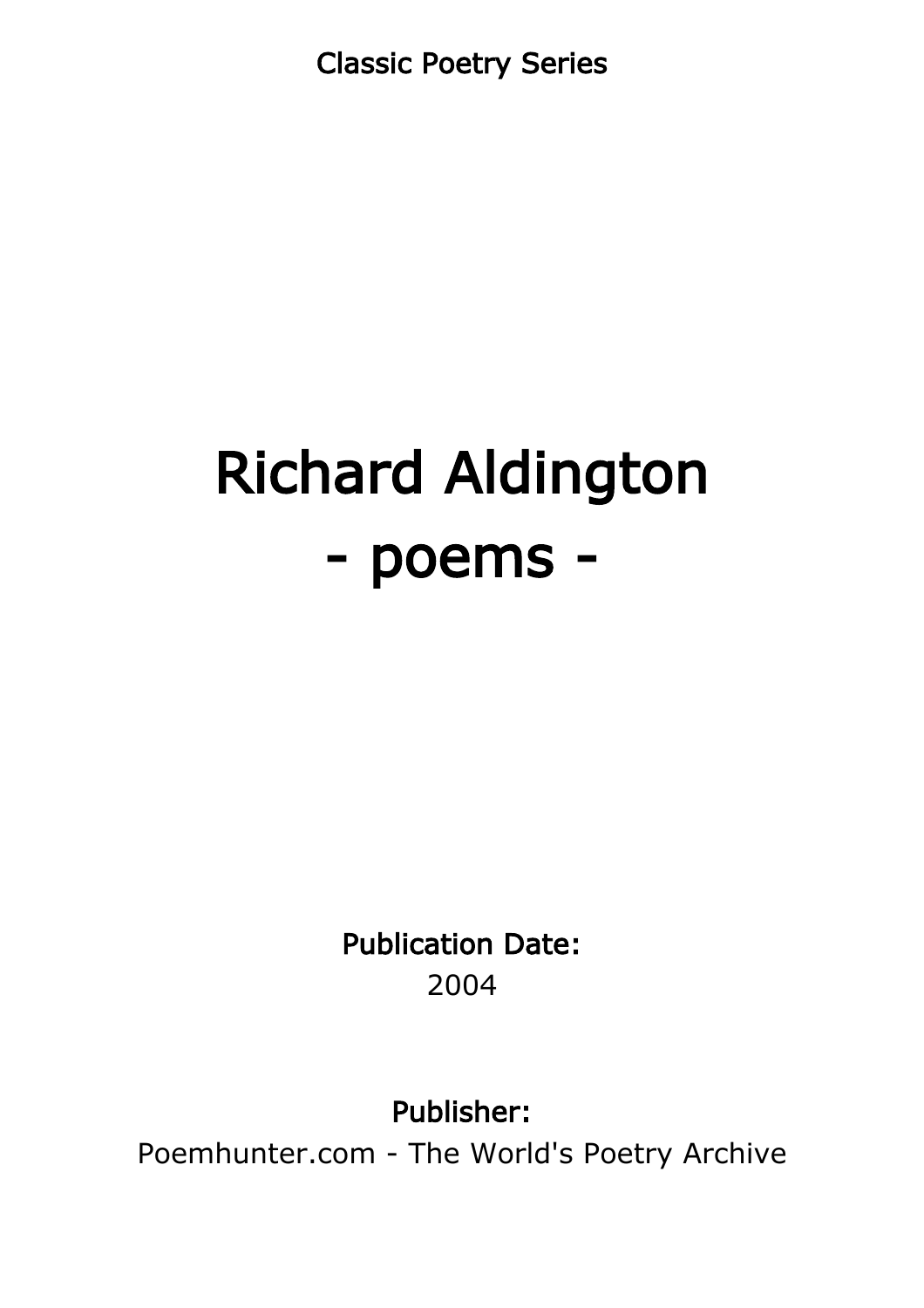Classic Poetry Series

# Richard Aldington
# - poems -

**Publication Date:**

2004

**Publisher:**

Poemhunter.com - The World's Poetry Archive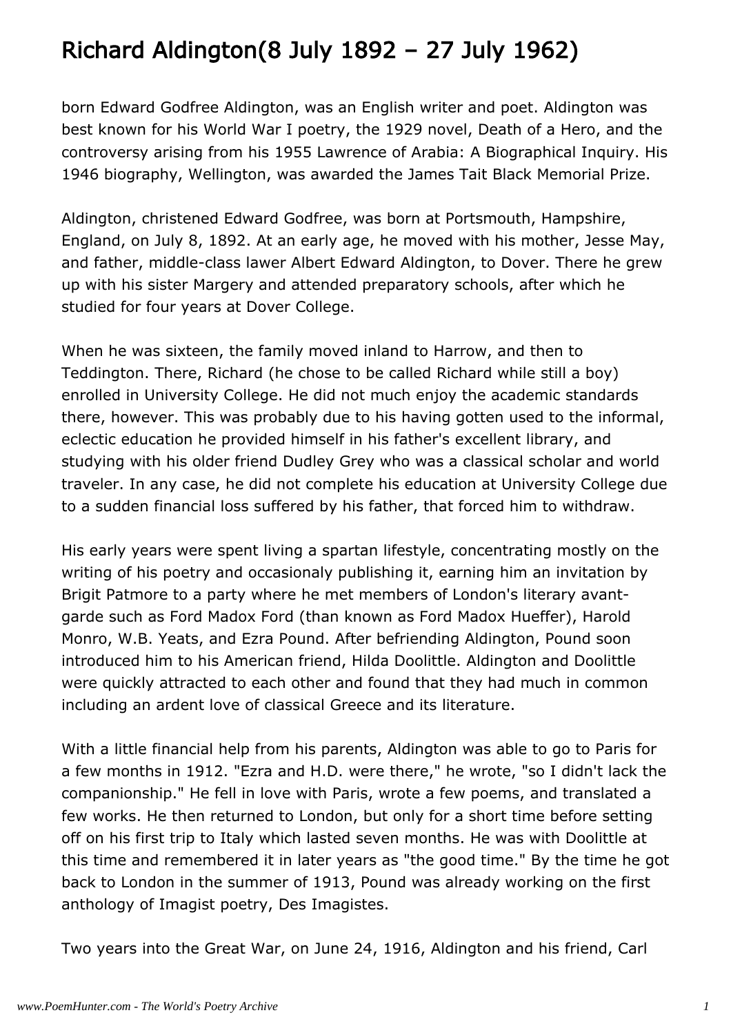# Richard Aldington(8 July 1892 – 27 July 1962)

born Edward Godfree Aldington, was an English writer and poet. Aldington was best known for his World War I poetry, the 1929 novel, Death of a Hero, and the controversy arising from his 1955 Lawrence of Arabia: A Biographical Inquiry. His 1946 biography, Wellington, was awarded the James Tait Black Memorial Prize.

Aldington, christened Edward Godfree, was born at Portsmouth, Hampshire, England, on July 8, 1892. At an early age, he moved with his mother, Jesse May, and father, middle-class lawer Albert Edward Aldington, to Dover. There he grew up with his sister Margery and attended preparatory schools, after which he studied for four years at Dover College.

When he was sixteen, the family moved inland to Harrow, and then to Teddington. There, Richard (he chose to be called Richard while still a boy) enrolled in University College. He did not much enjoy the academic standards there, however. This was probably due to his having gotten used to the informal, eclectic education he provided himself in his father's excellent library, and studying with his older friend Dudley Grey who was a classical scholar and world traveler. In any case, he did not complete his education at University College due to a sudden financial loss suffered by his father, that forced him to withdraw.

His early years were spent living a spartan lifestyle, concentrating mostly on the writing of his poetry and occasionaly publishing it, earning him an invitation by Brigit Patmore to a party where he met members of London's literary avant-garde such as Ford Madox Ford (than known as Ford Madox Hueffer), Harold Monro, W.B. Yeats, and Ezra Pound. After befriending Aldington, Pound soon introduced him to his American friend, Hilda Doolittle. Aldington and Doolittle were quickly attracted to each other and found that they had much in common including an ardent love of classical Greece and its literature.

With a little financial help from his parents, Aldington was able to go to Paris for a few months in 1912. "Ezra and H.D. were there," he wrote, "so I didn't lack the companionship." He fell in love with Paris, wrote a few poems, and translated a few works. He then returned to London, but only for a short time before setting off on his first trip to Italy which lasted seven months. He was with Doolittle at this time and remembered it in later years as "the good time." By the time he got back to London in the summer of 1913, Pound was already working on the first anthology of Imagist poetry, Des Imagistes.

Two years into the Great War, on June 24, 1916, Aldington and his friend, Carl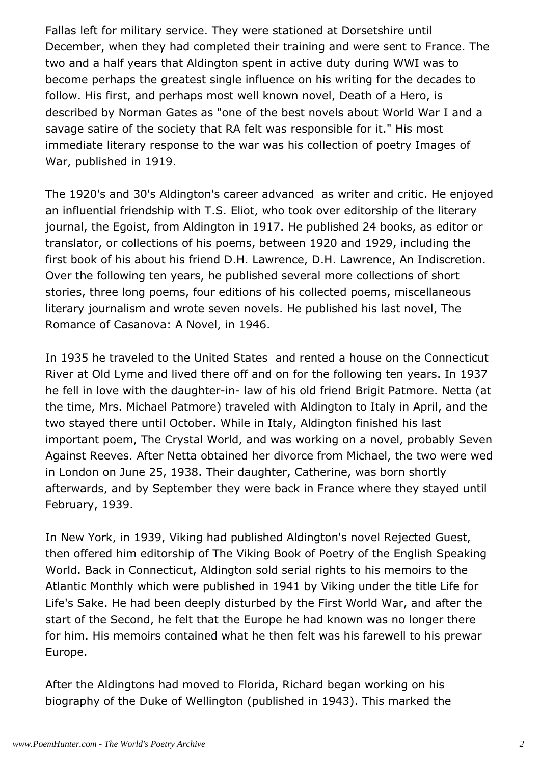Fallas left for military service. They were stationed at Dorsetshire until December, when they had completed their training and were sent to France. The two and a half years that Aldington spent in active duty during WWI was to become perhaps the greatest single influence on his writing for the decades to follow. His first, and perhaps most well known novel, Death of a Hero, is described by Norman Gates as "one of the best novels about World War I and a savage satire of the society that RA felt was responsible for it." His most immediate literary response to the war was his collection of poetry Images of War, published in 1919.

The 1920's and 30's Aldington's career advanced as writer and critic. He enjoyed an influential friendship with T.S. Eliot, who took over editorship of the literary journal, the Egoist, from Aldington in 1917. He published 24 books, as editor or translator, or collections of his poems, between 1920 and 1929, including the first book of his about his friend D.H. Lawrence, D.H. Lawrence, An Indiscretion. Over the following ten years, he published several more collections of short stories, three long poems, four editions of his collected poems, miscellaneous literary journalism and wrote seven novels. He published his last novel, The Romance of Casanova: A Novel, in 1946.

In 1935 he traveled to the United States and rented a house on the Connecticut River at Old Lyme and lived there off and on for the following ten years. In 1937 he fell in love with the daughter-in- law of his old friend Brigit Patmore. Netta (at the time, Mrs. Michael Patmore) traveled with Aldington to Italy in April, and the two stayed there until October. While in Italy, Aldington finished his last important poem, The Crystal World, and was working on a novel, probably Seven Against Reeves. After Netta obtained her divorce from Michael, the two were wed in London on June 25, 1938. Their daughter, Catherine, was born shortly afterwards, and by September they were back in France where they stayed until February, 1939.

In New York, in 1939, Viking had published Aldington's novel Rejected Guest, then offered him editorship of The Viking Book of Poetry of the English Speaking World. Back in Connecticut, Aldington sold serial rights to his memoirs to the Atlantic Monthly which were published in 1941 by Viking under the title Life for Life's Sake. He had been deeply disturbed by the First World War, and after the start of the Second, he felt that the Europe he had known was no longer there for him. His memoirs contained what he then felt was his farewell to his prewar Europe.

After the Aldingtons had moved to Florida, Richard began working on his biography of the Duke of Wellington (published in 1943). This marked the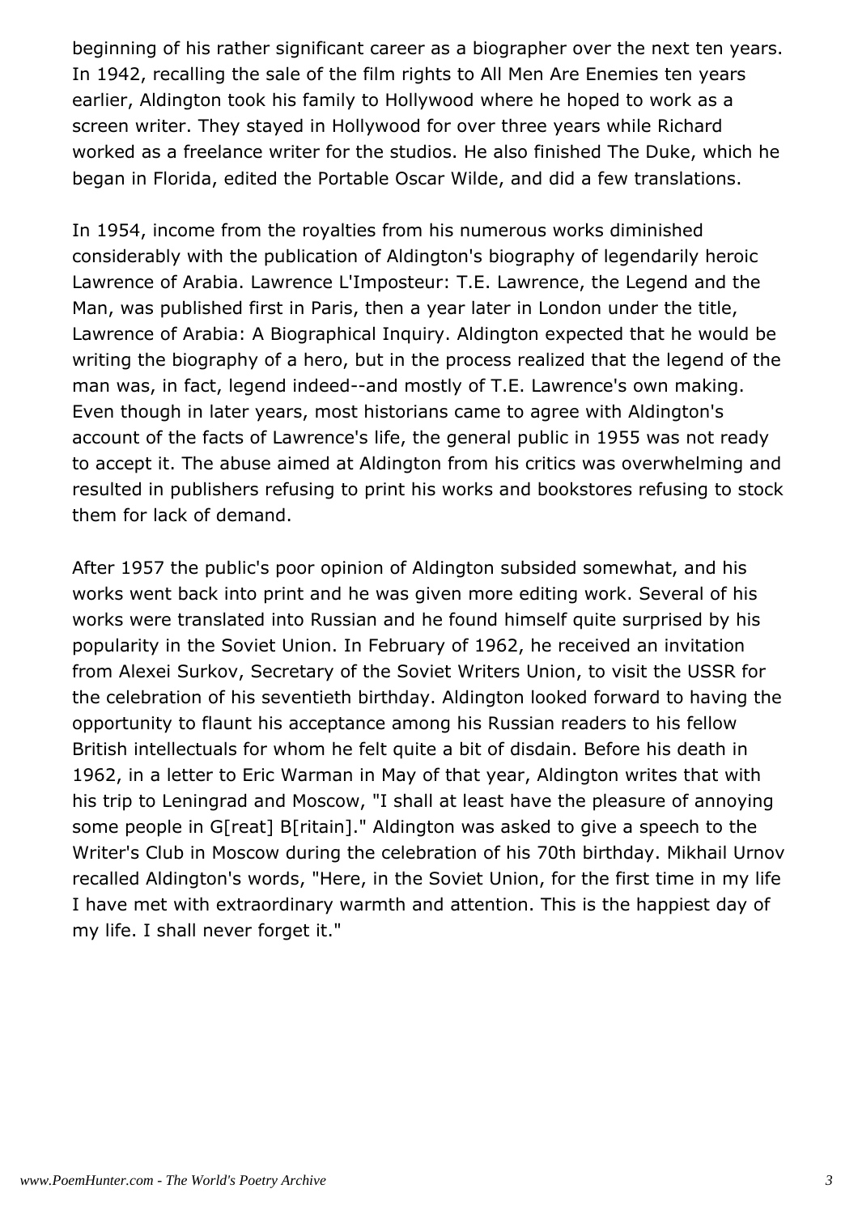beginning of his rather significant career as a biographer over the next ten years. In 1942, recalling the sale of the film rights to All Men Are Enemies ten years earlier, Aldington took his family to Hollywood where he hoped to work as a screen writer. They stayed in Hollywood for over three years while Richard worked as a freelance writer for the studios. He also finished The Duke, which he began in Florida, edited the Portable Oscar Wilde, and did a few translations.

In 1954, income from the royalties from his numerous works diminished considerably with the publication of Aldington's biography of legendarily heroic Lawrence of Arabia. Lawrence L'Imposteur: T.E. Lawrence, the Legend and the Man, was published first in Paris, then a year later in London under the title, Lawrence of Arabia: A Biographical Inquiry. Aldington expected that he would be writing the biography of a hero, but in the process realized that the legend of the man was, in fact, legend indeed--and mostly of T.E. Lawrence's own making. Even though in later years, most historians came to agree with Aldington's account of the facts of Lawrence's life, the general public in 1955 was not ready to accept it. The abuse aimed at Aldington from his critics was overwhelming and resulted in publishers refusing to print his works and bookstores refusing to stock them for lack of demand.

After 1957 the public's poor opinion of Aldington subsided somewhat, and his works went back into print and he was given more editing work. Several of his works were translated into Russian and he found himself quite surprised by his popularity in the Soviet Union. In February of 1962, he received an invitation from Alexei Surkov, Secretary of the Soviet Writers Union, to visit the USSR for the celebration of his seventieth birthday. Aldington looked forward to having the opportunity to flaunt his acceptance among his Russian readers to his fellow British intellectuals for whom he felt quite a bit of disdain. Before his death in 1962, in a letter to Eric Warman in May of that year, Aldington writes that with his trip to Leningrad and Moscow, "I shall at least have the pleasure of annoying some people in G[reat] B[ritain]." Aldington was asked to give a speech to the Writer's Club in Moscow during the celebration of his 70th birthday. Mikhail Urnov recalled Aldington's words, "Here, in the Soviet Union, for the first time in my life I have met with extraordinary warmth and attention. This is the happiest day of my life. I shall never forget it."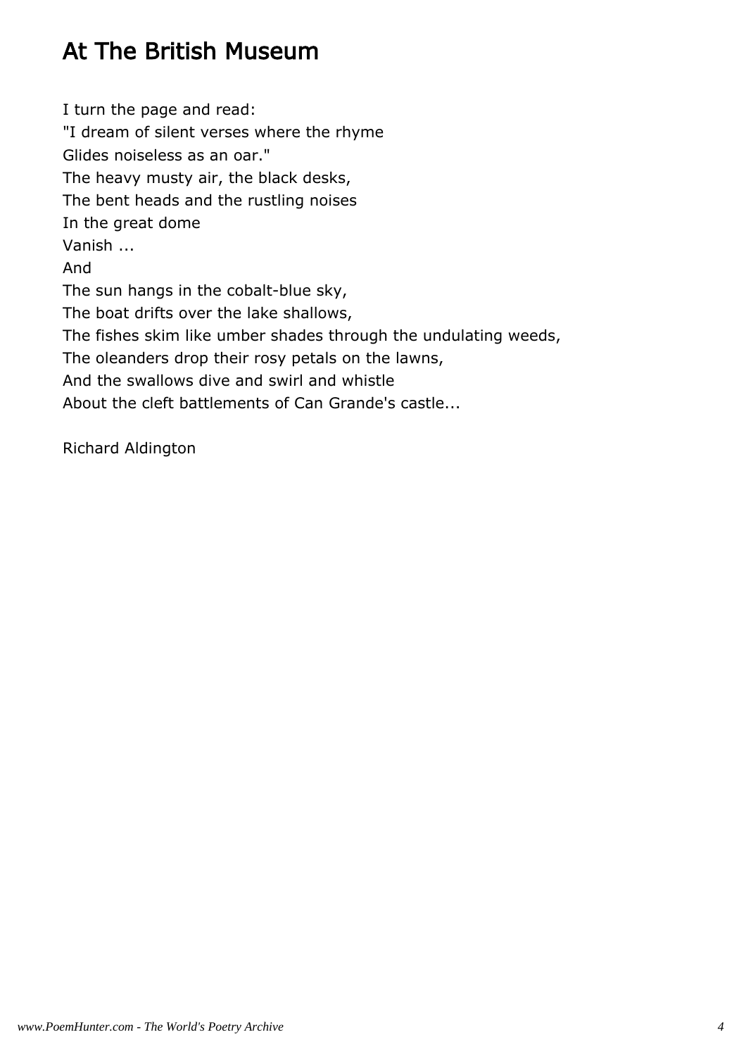# At The British Museum

I turn the page and read:  
"I dream of silent verses where the rhyme  
Glides noiseless as an oar."  
The heavy musty air, the black desks,  
The bent heads and the rustling noises  
In the great dome  
Vanish ...  
And  
The sun hangs in the cobalt-blue sky,  
The boat drifts over the lake shallows,  
The fishes skim like umber shades through the undulating weeds,  
The oleanders drop their rosy petals on the lawns,  
And the swallows dive and swirl and whistle  
About the cleft battlements of Can Grande's castle...

Richard Aldington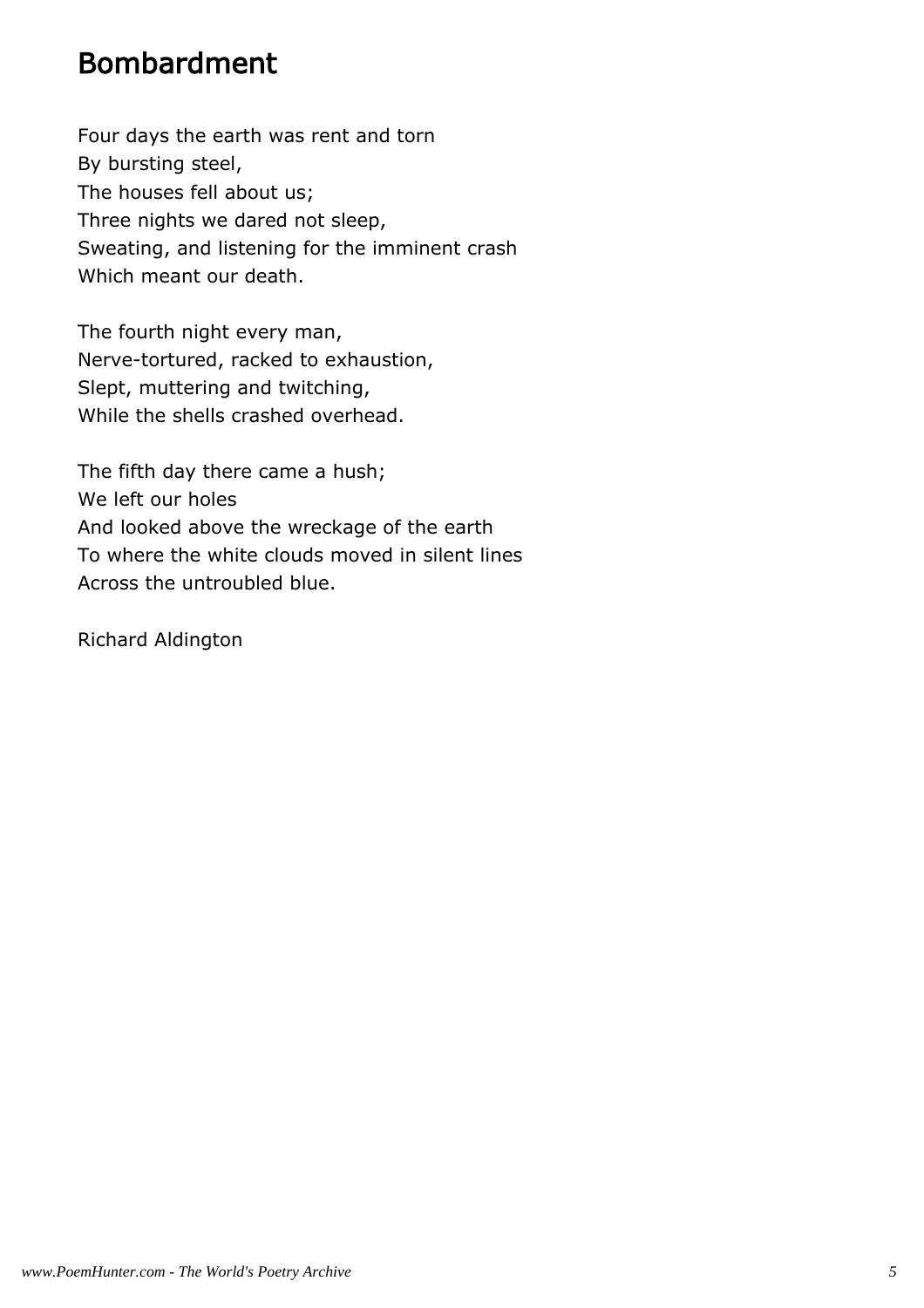# Bombardment

Four days the earth was rent and torn  
By bursting steel,  
The houses fell about us;  
Three nights we dared not sleep,  
Sweating, and listening for the imminent crash  
Which meant our death.

The fourth night every man,  
Nerve-tortured, racked to exhaustion,  
Slept, muttering and twitching,  
While the shells crashed overhead.

The fifth day there came a hush;  
We left our holes  
And looked above the wreckage of the earth  
To where the white clouds moved in silent lines  
Across the untroubled blue.

Richard Aldington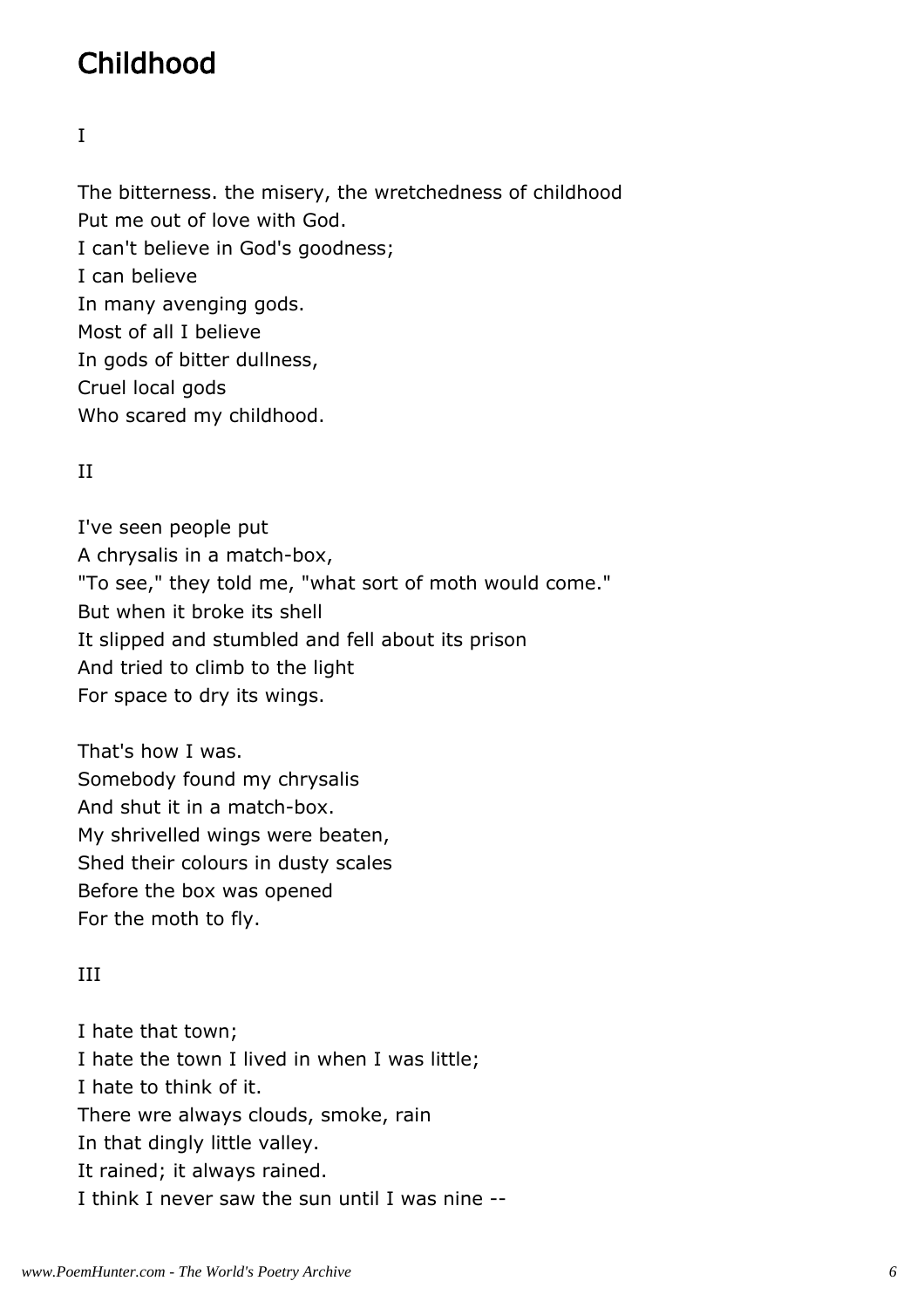# Childhood

I

The bitterness. the misery, the wretchedness of childhood
Put me out of love with God.
I can't believe in God's goodness;
I can believe
In many avenging gods.
Most of all I believe
In gods of bitter dullness,
Cruel local gods
Who scared my childhood.

II

I've seen people put
A chrysalis in a match-box,
"To see," they told me, "what sort of moth would come."
But when it broke its shell
It slipped and stumbled and fell about its prison
And tried to climb to the light
For space to dry its wings.

That's how I was.
Somebody found my chrysalis
And shut it in a match-box.
My shrivelled wings were beaten,
Shed their colours in dusty scales
Before the box was opened
For the moth to fly.

III

I hate that town;
I hate the town I lived in when I was little;
I hate to think of it.
There wre always clouds, smoke, rain
In that dingly little valley.
It rained; it always rained.
I think I never saw the sun until I was nine --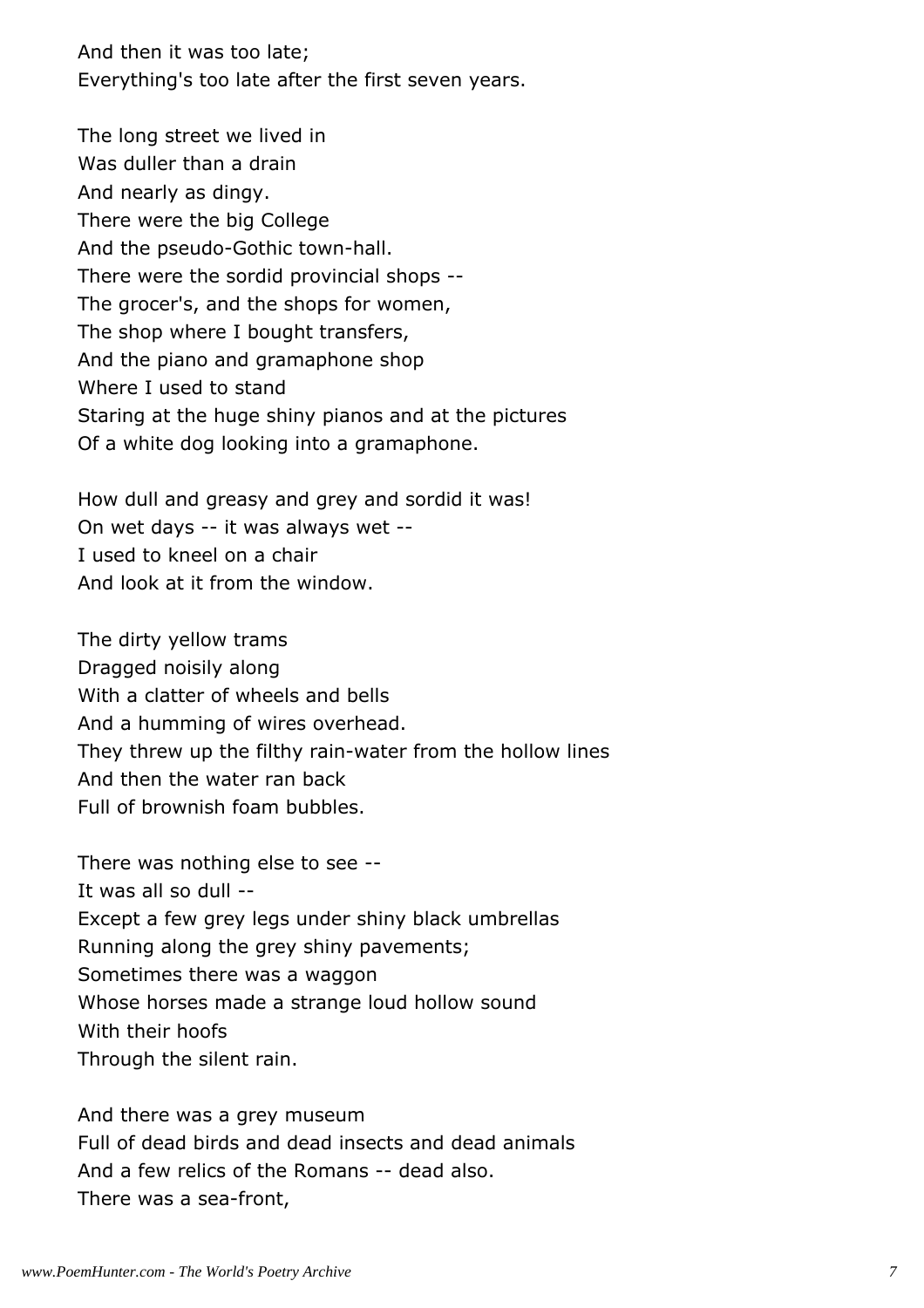And then it was too late;
Everything's too late after the first seven years.

The long street we lived in
Was duller than a drain
And nearly as dingy.
There were the big College
And the pseudo-Gothic town-hall.
There were the sordid provincial shops --
The grocer's, and the shops for women,
The shop where I bought transfers,
And the piano and gramaphone shop
Where I used to stand
Staring at the huge shiny pianos and at the pictures
Of a white dog looking into a gramaphone.

How dull and greasy and grey and sordid it was!
On wet days -- it was always wet --
I used to kneel on a chair
And look at it from the window.

The dirty yellow trams
Dragged noisily along
With a clatter of wheels and bells
And a humming of wires overhead.
They threw up the filthy rain-water from the hollow lines
And then the water ran back
Full of brownish foam bubbles.

There was nothing else to see --
It was all so dull --
Except a few grey legs under shiny black umbrellas
Running along the grey shiny pavements;
Sometimes there was a waggon
Whose horses made a strange loud hollow sound
With their hoofs
Through the silent rain.

And there was a grey museum
Full of dead birds and dead insects and dead animals
And a few relics of the Romans -- dead also.
There was a sea-front,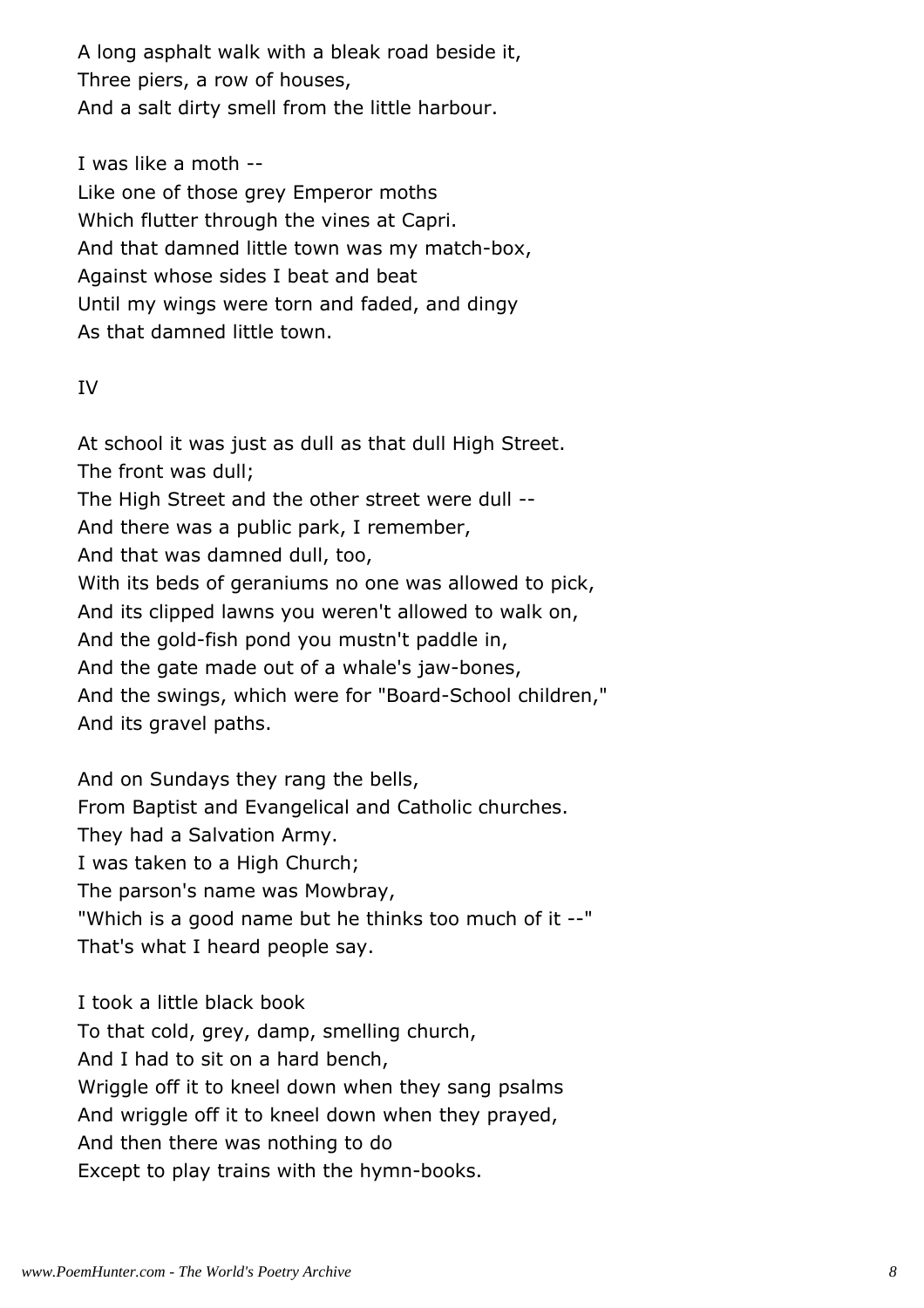A long asphalt walk with a bleak road beside it,  
Three piers, a row of houses,  
And a salt dirty smell from the little harbour.

I was like a moth --  
Like one of those grey Emperor moths  
Which flutter through the vines at Capri.  
And that damned little town was my match-box,  
Against whose sides I beat and beat  
Until my wings were torn and faded, and dingy  
As that damned little town.

## IV

At school it was just as dull as that dull High Street.  
The front was dull;  
The High Street and the other street were dull --  
And there was a public park, I remember,  
And that was damned dull, too,  
With its beds of geraniums no one was allowed to pick,  
And its clipped lawns you weren't allowed to walk on,  
And the gold-fish pond you mustn't paddle in,  
And the gate made out of a whale's jaw-bones,  
And the swings, which were for "Board-School children,"  
And its gravel paths.

And on Sundays they rang the bells,  
From Baptist and Evangelical and Catholic churches.  
They had a Salvation Army.  
I was taken to a High Church;  
The parson's name was Mowbray,  
"Which is a good name but he thinks too much of it --"  
That's what I heard people say.

I took a little black book  
To that cold, grey, damp, smelling church,  
And I had to sit on a hard bench,  
Wriggle off it to kneel down when they sang psalms  
And wriggle off it to kneel down when they prayed,  
And then there was nothing to do  
Except to play trains with the hymn-books.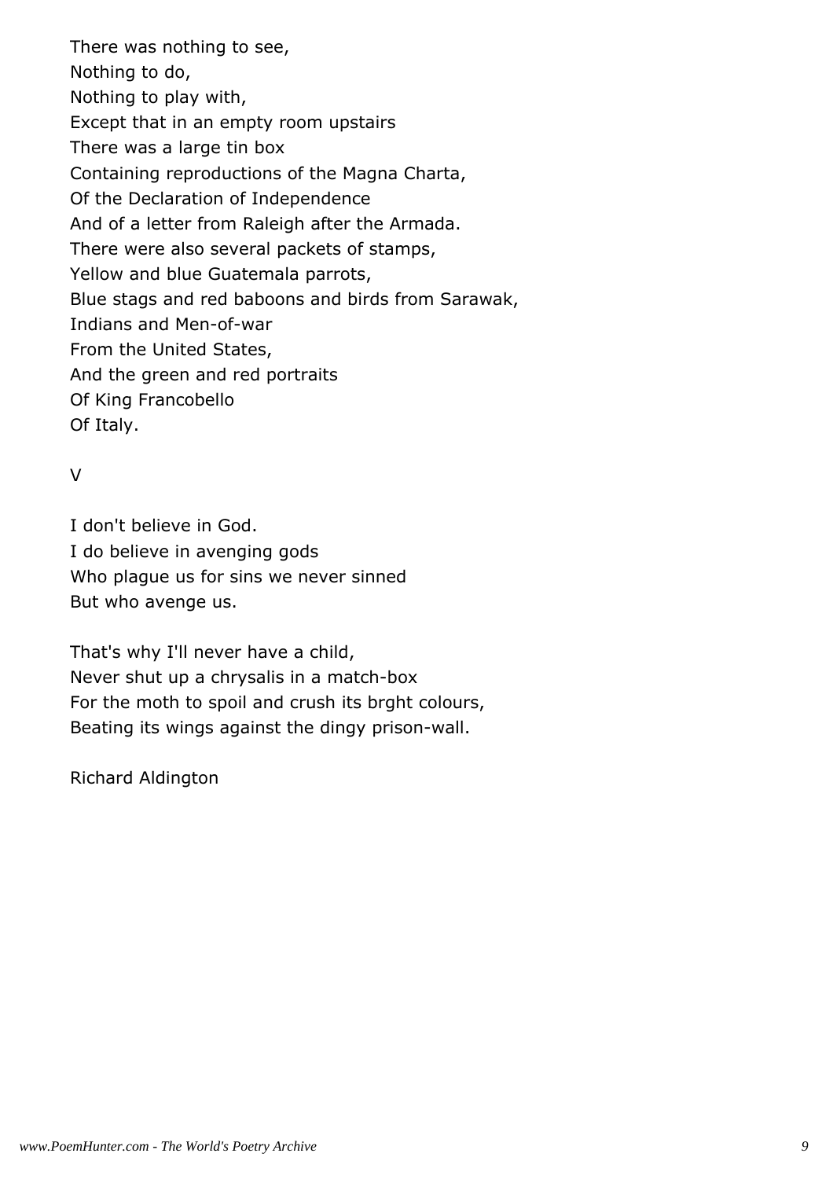There was nothing to see,  
Nothing to do,  
Nothing to play with,  
Except that in an empty room upstairs  
There was a large tin box  
Containing reproductions of the Magna Charta,  
Of the Declaration of Independence  
And of a letter from Raleigh after the Armada.  
There were also several packets of stamps,  
Yellow and blue Guatemala parrots,  
Blue stags and red baboons and birds from Sarawak,  
Indians and Men-of-war  
From the United States,  
And the green and red portraits  
Of King Francobello  
Of Italy.

V

I don't believe in God.  
I do believe in avenging gods  
Who plague us for sins we never sinned  
But who avenge us.

That's why I'll never have a child,  
Never shut up a chrysalis in a match-box  
For the moth to spoil and crush its brght colours,  
Beating its wings against the dingy prison-wall.

Richard Aldington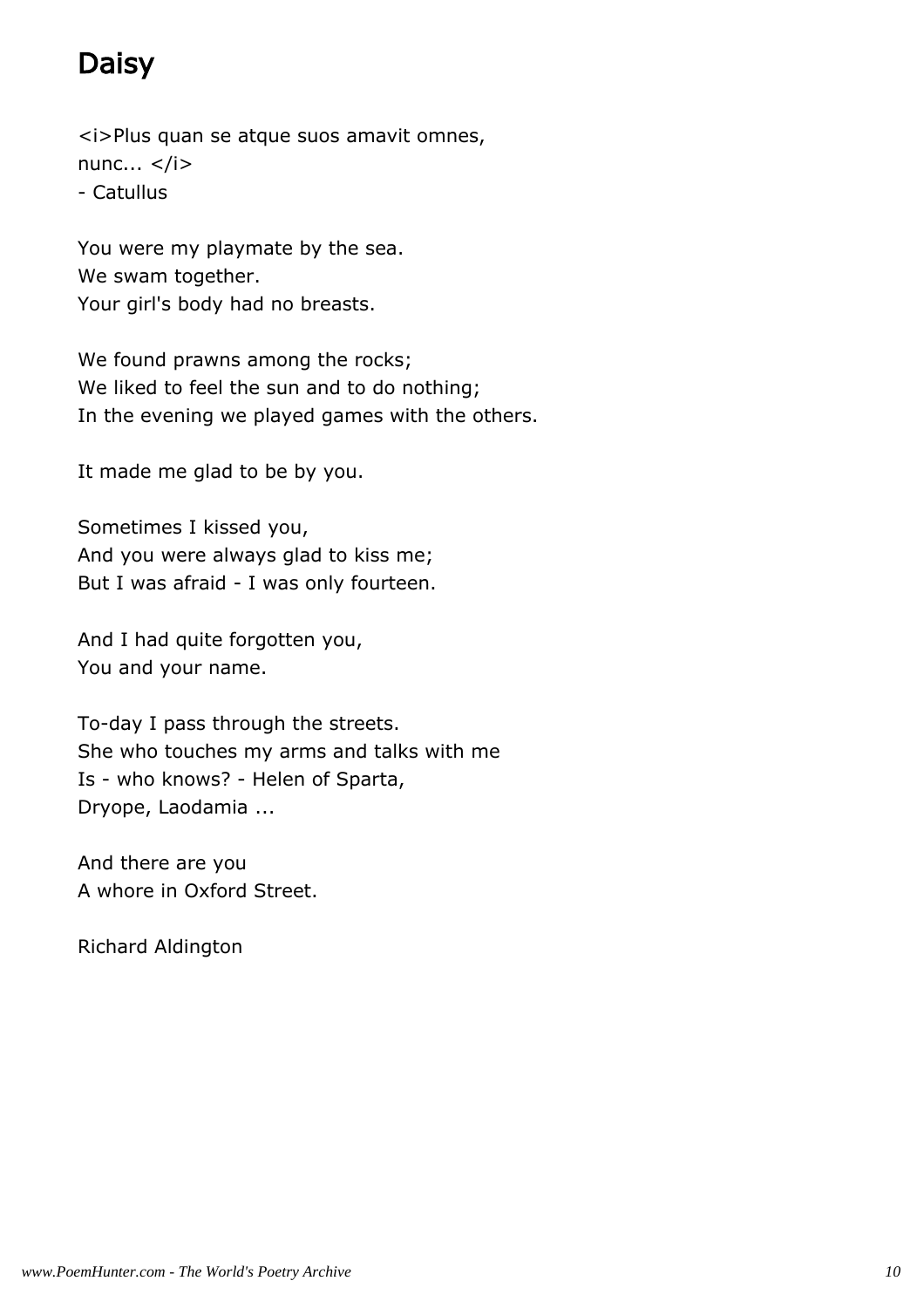## Daisy

<i>Plus quan se atque suos amavit omnes,
nunc... </i>
- Catullus

You were my playmate by the sea.
We swam together.
Your girl's body had no breasts.

We found prawns among the rocks;
We liked to feel the sun and to do nothing;
In the evening we played games with the others.

It made me glad to be by you.

Sometimes I kissed you,
And you were always glad to kiss me;
But I was afraid - I was only fourteen.

And I had quite forgotten you,
You and your name.

To-day I pass through the streets.
She who touches my arms and talks with me
Is - who knows? - Helen of Sparta,
Dryope, Laodamia ...

And there are you
A whore in Oxford Street.

Richard Aldington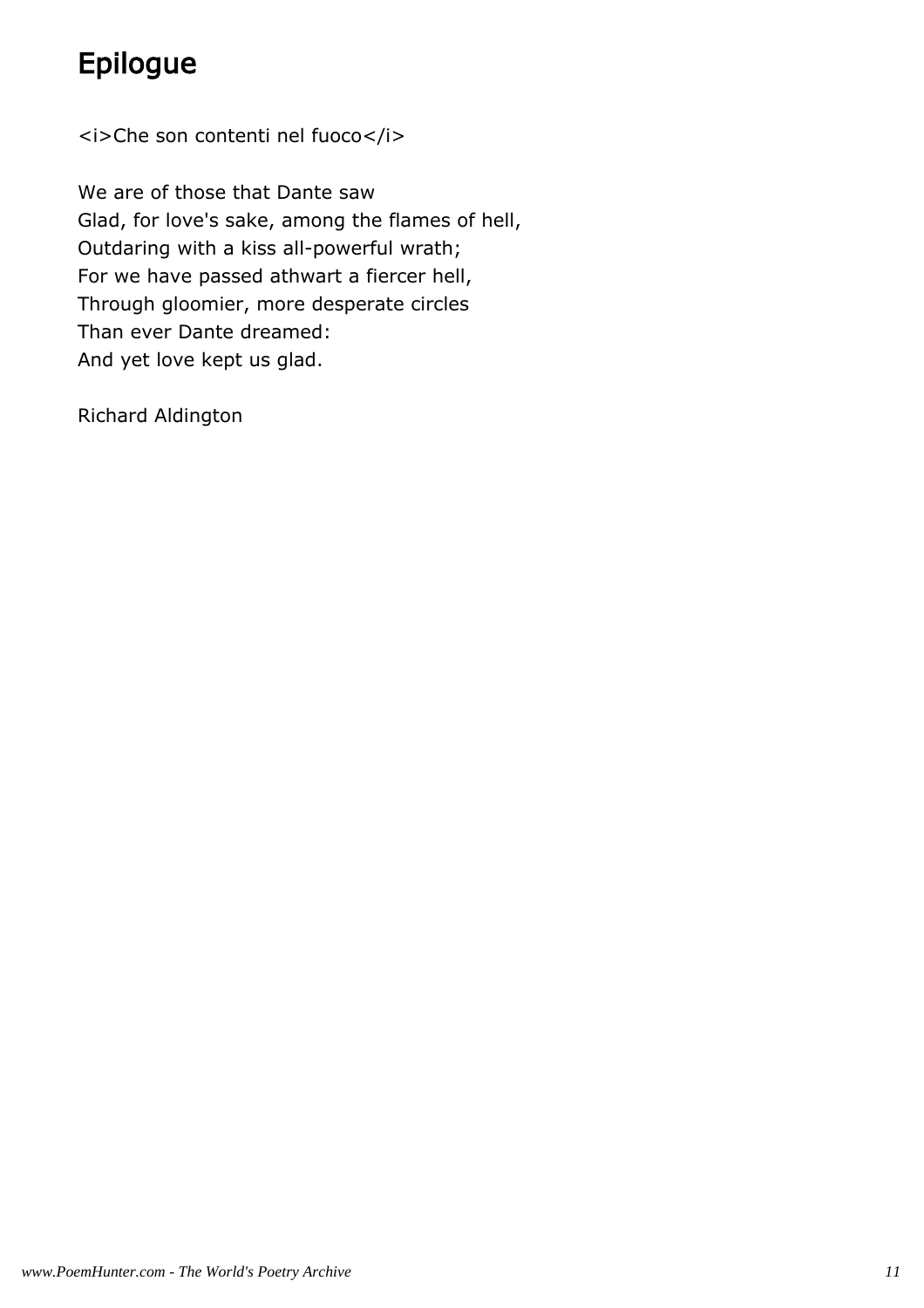# Epilogue

<i>Che son contenti nel fuoco</i>

We are of those that Dante saw  
Glad, for love's sake, among the flames of hell,  
Outdaring with a kiss all-powerful wrath;  
For we have passed athwart a fiercer hell,  
Through gloomier, more desperate circles  
Than ever Dante dreamed:  
And yet love kept us glad.

Richard Aldington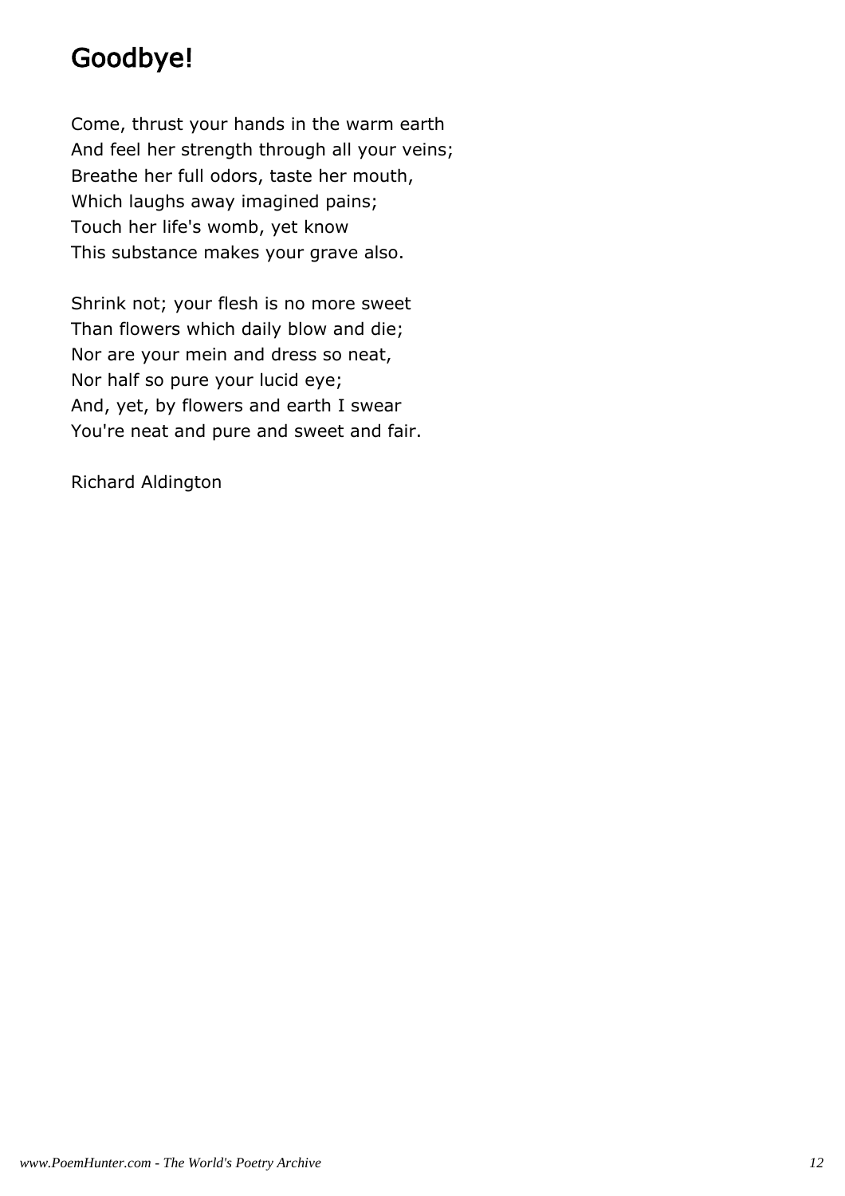# Goodbye!

Come, thrust your hands in the warm earth
And feel her strength through all your veins;
Breathe her full odors, taste her mouth,
Which laughs away imagined pains;
Touch her life's womb, yet know
This substance makes your grave also.

Shrink not; your flesh is no more sweet
Than flowers which daily blow and die;
Nor are your mein and dress so neat,
Nor half so pure your lucid eye;
And, yet, by flowers and earth I swear
You're neat and pure and sweet and fair.

Richard Aldington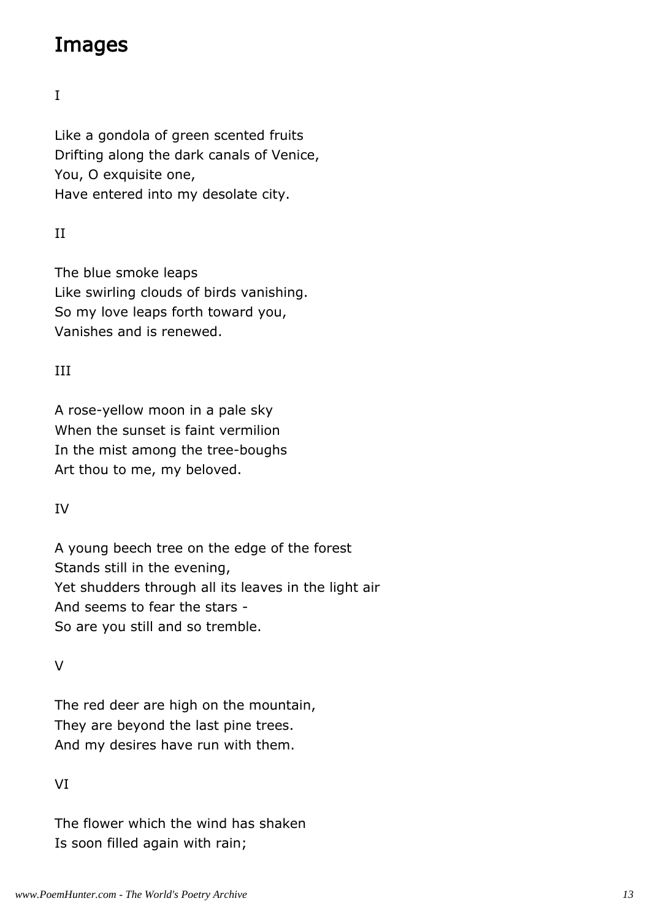## Images

I

Like a gondola of green scented fruits
Drifting along the dark canals of Venice,
You, O exquisite one,
Have entered into my desolate city.

II

The blue smoke leaps
Like swirling clouds of birds vanishing.
So my love leaps forth toward you,
Vanishes and is renewed.

III

A rose-yellow moon in a pale sky
When the sunset is faint vermilion
In the mist among the tree-boughs
Art thou to me, my beloved.

IV

A young beech tree on the edge of the forest
Stands still in the evening,
Yet shudders through all its leaves in the light air
And seems to fear the stars -
So are you still and so tremble.

V

The red deer are high on the mountain,
They are beyond the last pine trees.
And my desires have run with them.

VI

The flower which the wind has shaken
Is soon filled again with rain;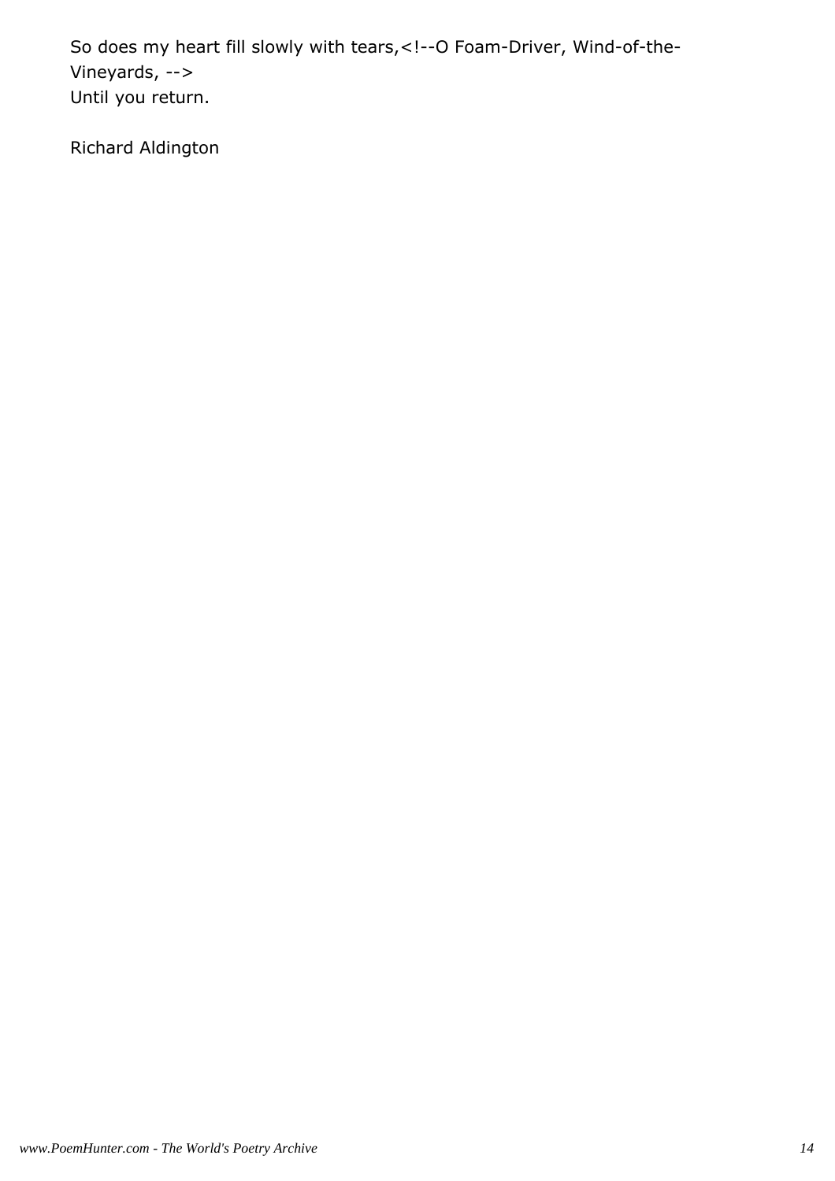So does my heart fill slowly with tears,<!--O Foam-Driver, Wind-of-the-Vineyards, -->
Until you return.

Richard Aldington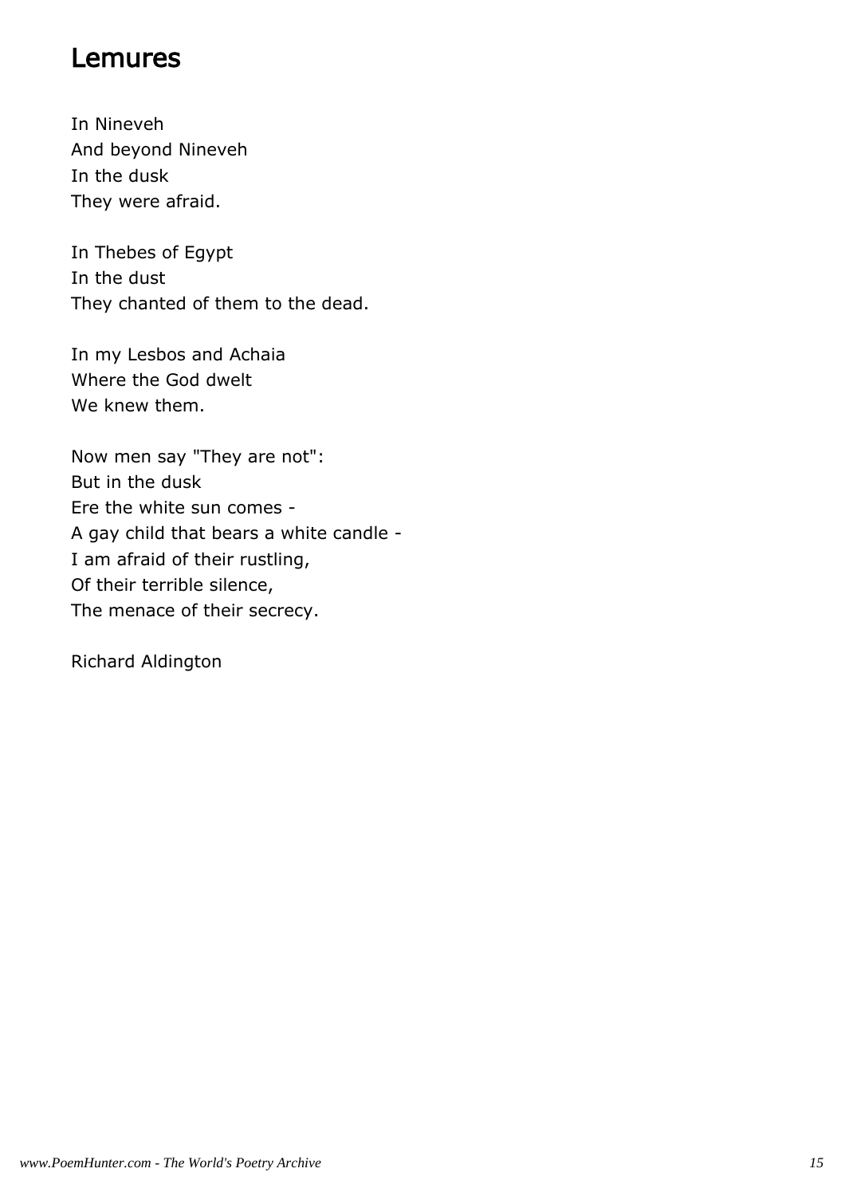## Lemures

In Nineveh  
And beyond Nineveh  
In the dusk  
They were afraid.

In Thebes of Egypt  
In the dust  
They chanted of them to the dead.

In my Lesbos and Achaia  
Where the God dwelt  
We knew them.

Now men say "They are not":  
But in the dusk  
Ere the white sun comes -  
A gay child that bears a white candle -  
I am afraid of their rustling,  
Of their terrible silence,  
The menace of their secrecy.

Richard Aldington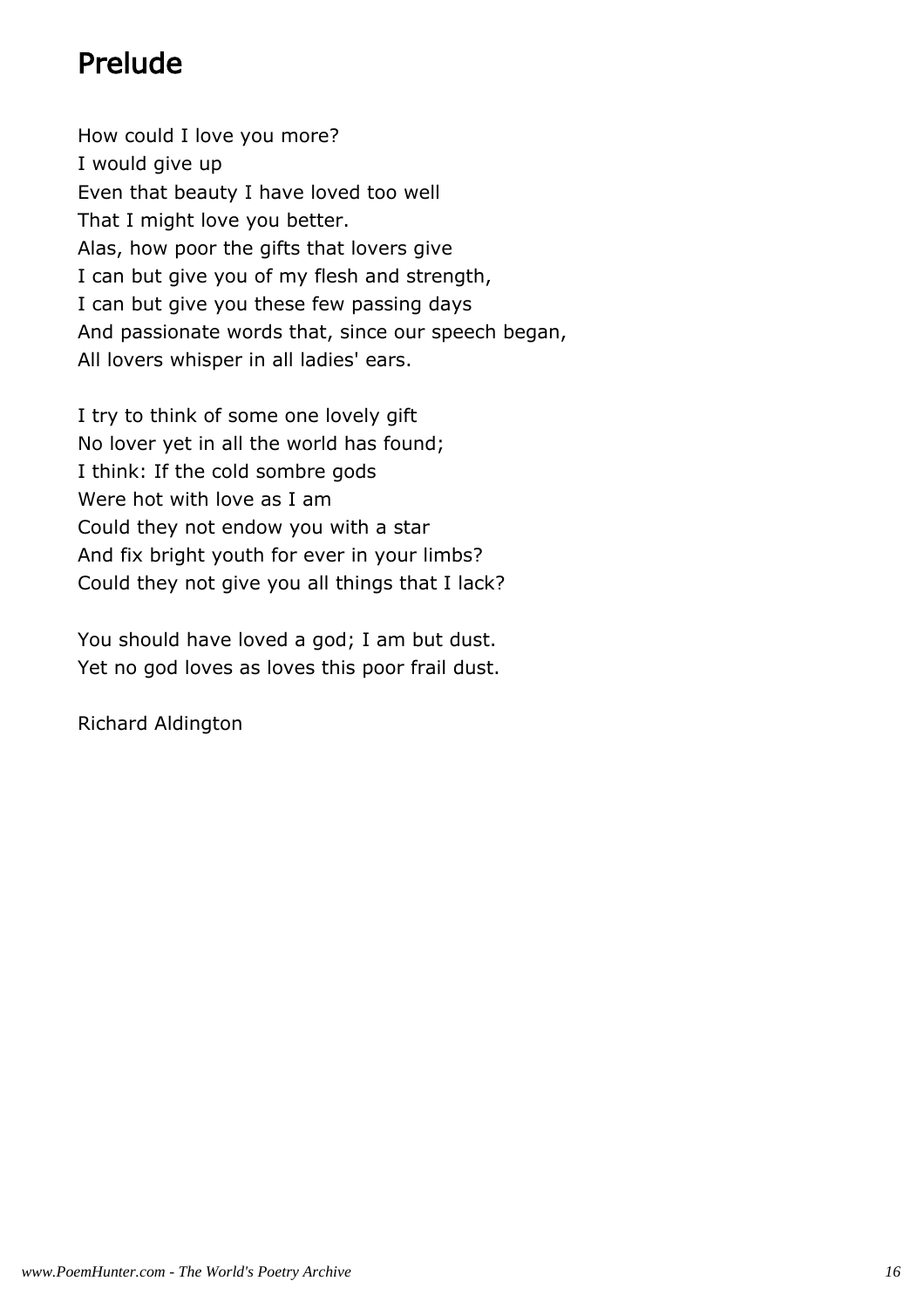## Prelude

How could I love you more?
I would give up
Even that beauty I have loved too well
That I might love you better.
Alas, how poor the gifts that lovers give
I can but give you of my flesh and strength,
I can but give you these few passing days
And passionate words that, since our speech began,
All lovers whisper in all ladies' ears.

I try to think of some one lovely gift
No lover yet in all the world has found;
I think: If the cold sombre gods
Were hot with love as I am
Could they not endow you with a star
And fix bright youth for ever in your limbs?
Could they not give you all things that I lack?

You should have loved a god; I am but dust.
Yet no god loves as loves this poor frail dust.

Richard Aldington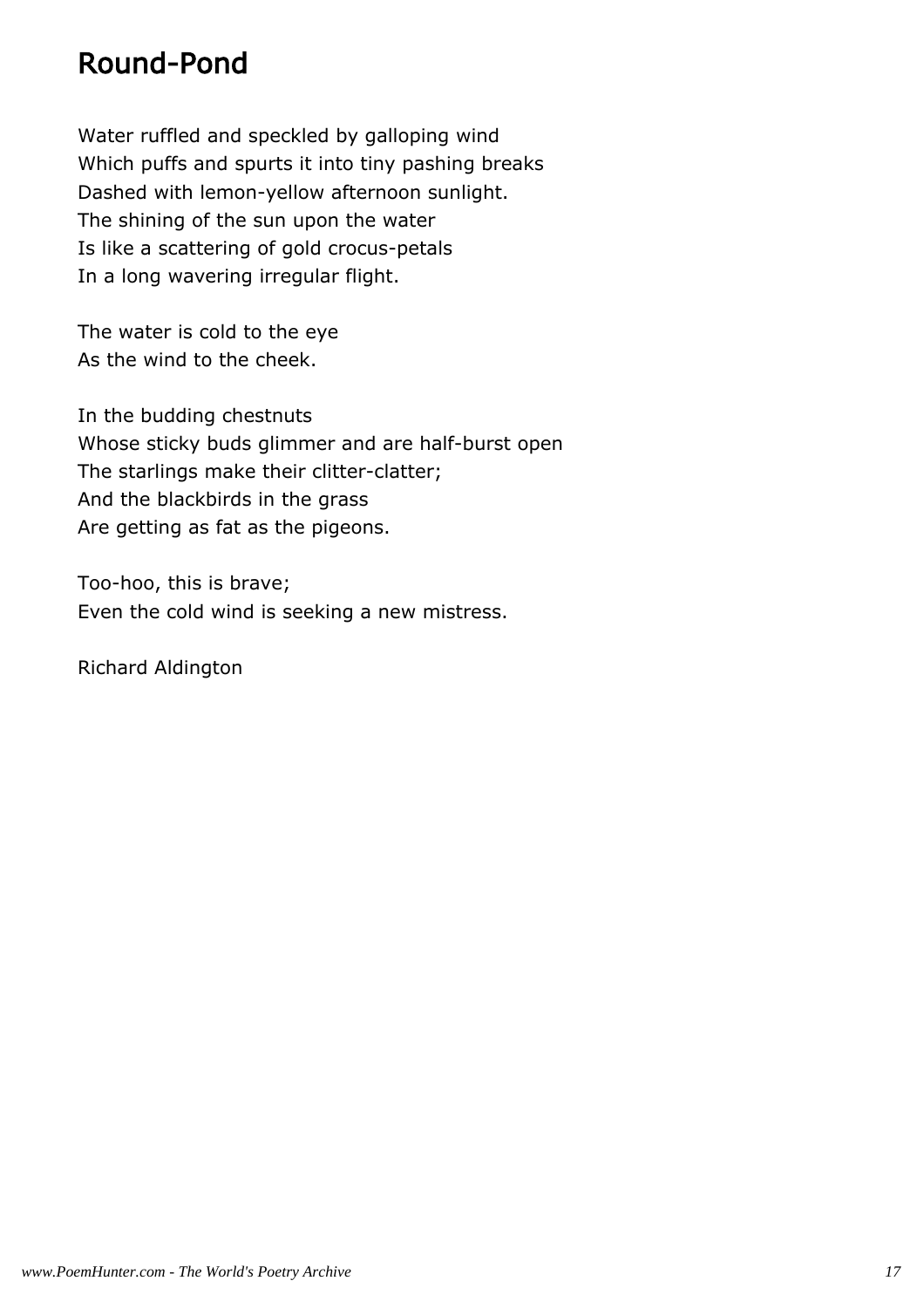# Round-Pond

Water ruffled and speckled by galloping wind
Which puffs and spurts it into tiny pashing breaks
Dashed with lemon-yellow afternoon sunlight.
The shining of the sun upon the water
Is like a scattering of gold crocus-petals
In a long wavering irregular flight.

The water is cold to the eye
As the wind to the cheek.

In the budding chestnuts
Whose sticky buds glimmer and are half-burst open
The starlings make their clitter-clatter;
And the blackbirds in the grass
Are getting as fat as the pigeons.

Too-hoo, this is brave;
Even the cold wind is seeking a new mistress.

Richard Aldington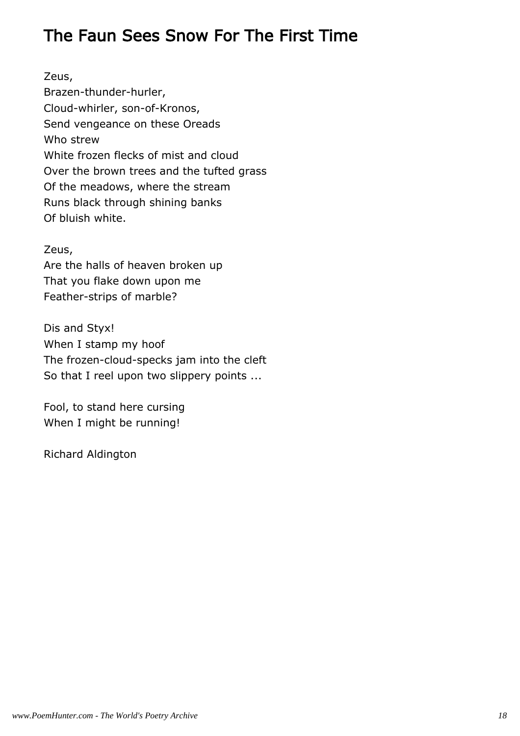# The Faun Sees Snow For The First Time

Zeus,  
Brazen-thunder-hurler,  
Cloud-whirler, son-of-Kronos,  
Send vengeance on these Oreads  
Who strew  
White frozen flecks of mist and cloud  
Over the brown trees and the tufted grass  
Of the meadows, where the stream  
Runs black through shining banks  
Of bluish white.

Zeus,  
Are the halls of heaven broken up  
That you flake down upon me  
Feather-strips of marble?

Dis and Styx!  
When I stamp my hoof  
The frozen-cloud-specks jam into the cleft  
So that I reel upon two slippery points ...

Fool, to stand here cursing  
When I might be running!

Richard Aldington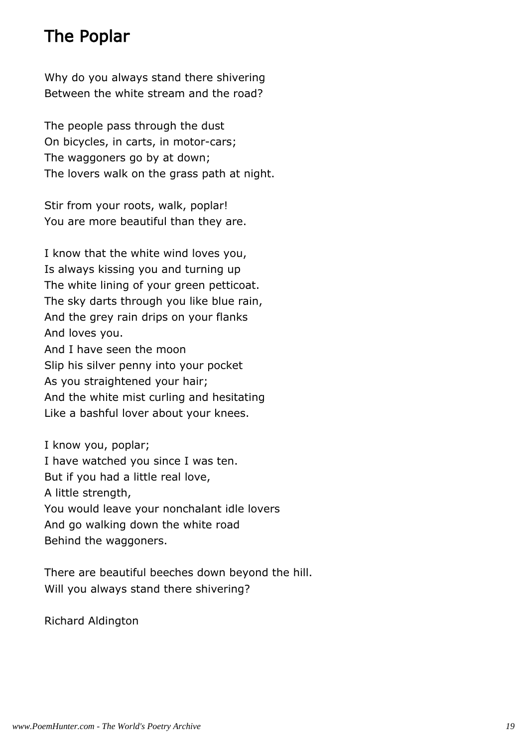# The Poplar

Why do you always stand there shivering  
Between the white stream and the road?

The people pass through the dust  
On bicycles, in carts, in motor-cars;  
The waggoners go by at down;  
The lovers walk on the grass path at night.

Stir from your roots, walk, poplar!  
You are more beautiful than they are.

I know that the white wind loves you,  
Is always kissing you and turning up  
The white lining of your green petticoat.  
The sky darts through you like blue rain,  
And the grey rain drips on your flanks  
And loves you.  
And I have seen the moon  
Slip his silver penny into your pocket  
As you straightened your hair;  
And the white mist curling and hesitating  
Like a bashful lover about your knees.

I know you, poplar;  
I have watched you since I was ten.  
But if you had a little real love,  
A little strength,  
You would leave your nonchalant idle lovers  
And go walking down the white road  
Behind the waggoners.

There are beautiful beeches down beyond the hill.  
Will you always stand there shivering?

Richard Aldington